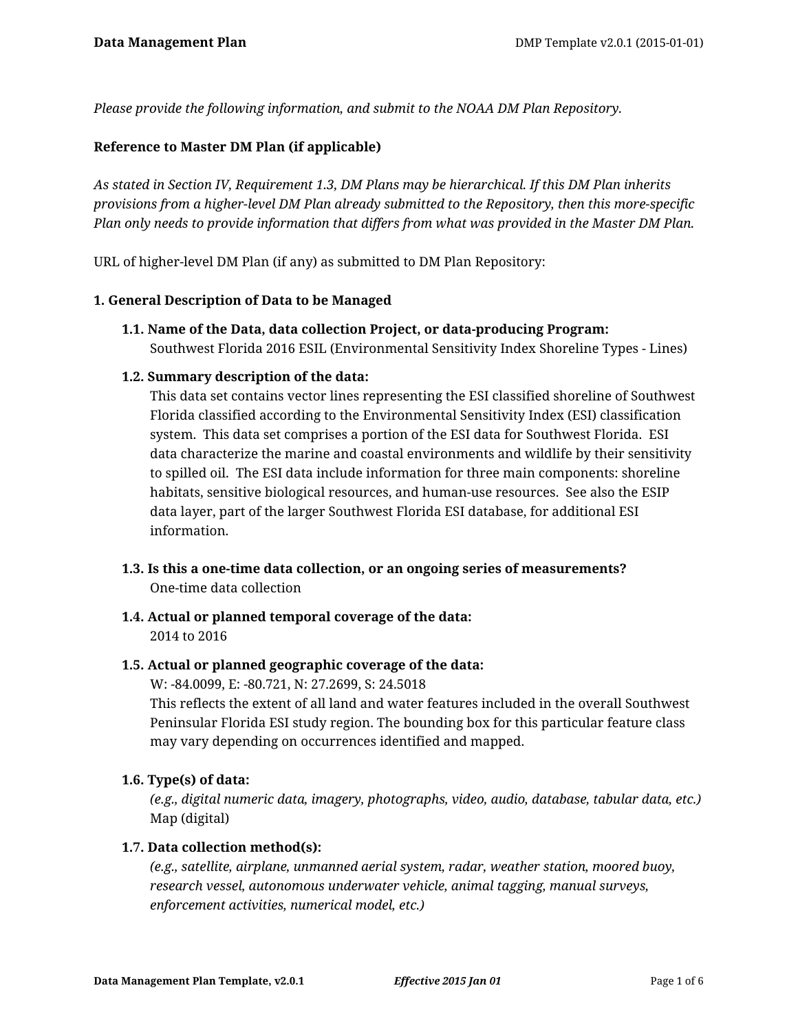*Please provide the following information, and submit to the NOAA DM Plan Repository.*

**Reference to Master DM Plan (if applicable)**

*As stated in Section IV, Requirement 1.3, DM Plans may be hierarchical. If this DM Plan inherits provisions from a higher-level DM Plan already submitted to the Repository, then this more-specific Plan only needs to provide information that differs from what was provided in the Master DM Plan.*

URL of higher-level DM Plan (if any) as submitted to DM Plan Repository:

## 1. General Description of Data to be Managed

### 1.1. Name of the Data, data collection Project, or data-producing Program:

Southwest Florida 2016 ESIL (Environmental Sensitivity Index Shoreline Types - Lines)

### 1.2. Summary description of the data:

This data set contains vector lines representing the ESI classified shoreline of Southwest Florida classified according to the Environmental Sensitivity Index (ESI) classification system. This data set comprises a portion of the ESI data for Southwest Florida. ESI data characterize the marine and coastal environments and wildlife by their sensitivity to spilled oil. The ESI data include information for three main components: shoreline habitats, sensitive biological resources, and human-use resources. See also the ESIP data layer, part of the larger Southwest Florida ESI database, for additional ESI information.

### 1.3. Is this a one-time data collection, or an ongoing series of measurements?

One-time data collection

### 1.4. Actual or planned temporal coverage of the data:

2014 to 2016

### 1.5. Actual or planned geographic coverage of the data:

W: -84.0099, E: -80.721, N: 27.2699, S: 24.5018

This reflects the extent of all land and water features included in the overall Southwest Peninsular Florida ESI study region. The bounding box for this particular feature class may vary depending on occurrences identified and mapped.

### 1.6. Type(s) of data:

*(e.g., digital numeric data, imagery, photographs, video, audio, database, tabular data, etc.)*

Map (digital)

### 1.7. Data collection method(s):

*(e.g., satellite, airplane, unmanned aerial system, radar, weather station, moored buoy, research vessel, autonomous underwater vehicle, animal tagging, manual surveys, enforcement activities, numerical model, etc.)*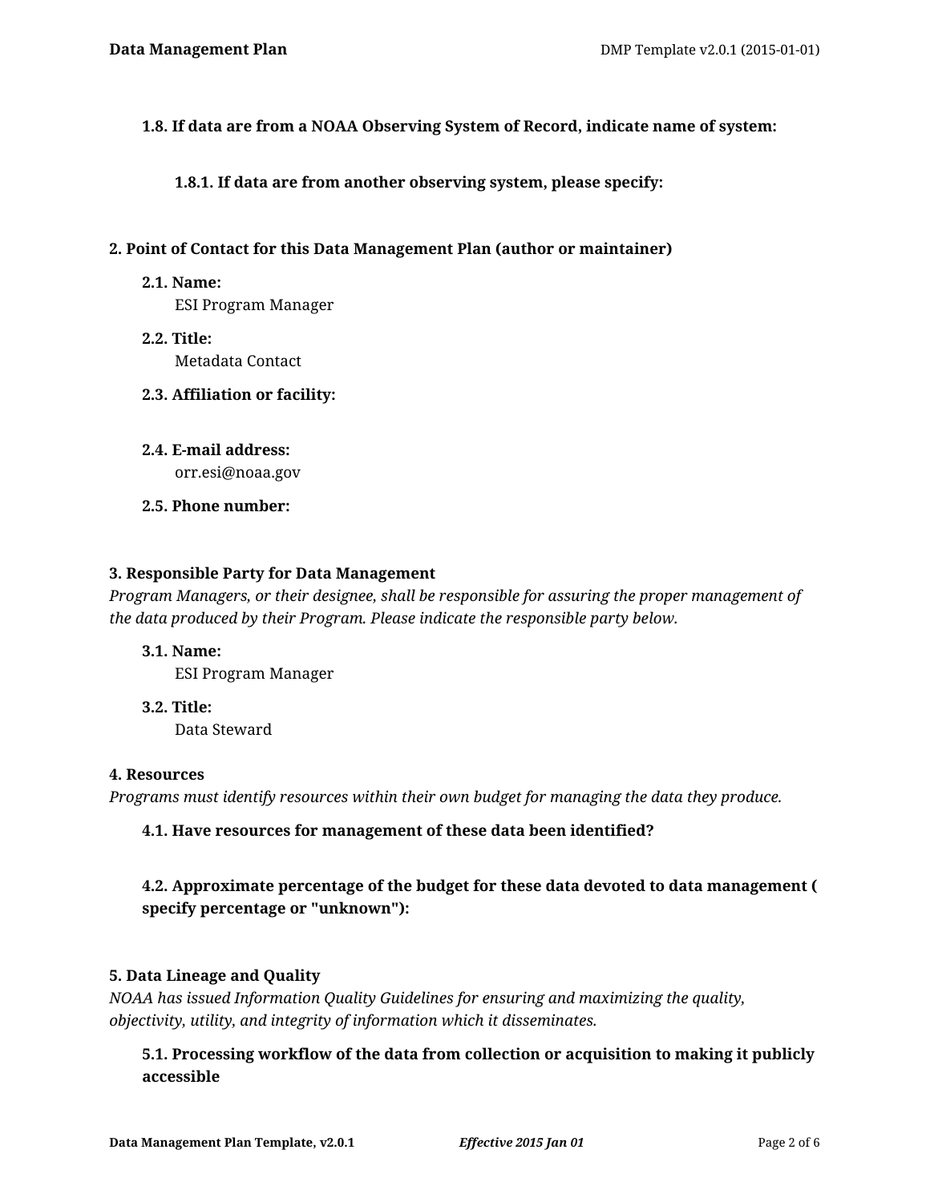**1.8. If data are from a NOAA Observing System of Record, indicate name of system:**

**1.8.1. If data are from another observing system, please specify:**

## 2. Point of Contact for this Data Management Plan (author or maintainer)

**2.1. Name:**
ESI Program Manager

**2.2. Title:**
Metadata Contact

**2.3. Affiliation or facility:**

**2.4. E-mail address:**
orr.esi@noaa.gov

**2.5. Phone number:**

## 3. Responsible Party for Data Management

*Program Managers, or their designee, shall be responsible for assuring the proper management of the data produced by their Program. Please indicate the responsible party below.*

**3.1. Name:**
ESI Program Manager

**3.2. Title:**
Data Steward

## 4. Resources

*Programs must identify resources within their own budget for managing the data they produce.*

**4.1. Have resources for management of these data been identified?**

**4.2. Approximate percentage of the budget for these data devoted to data management ( specify percentage or "unknown"):**

## 5. Data Lineage and Quality

*NOAA has issued Information Quality Guidelines for ensuring and maximizing the quality, objectivity, utility, and integrity of information which it disseminates.*

**5.1. Processing workflow of the data from collection or acquisition to making it publicly accessible**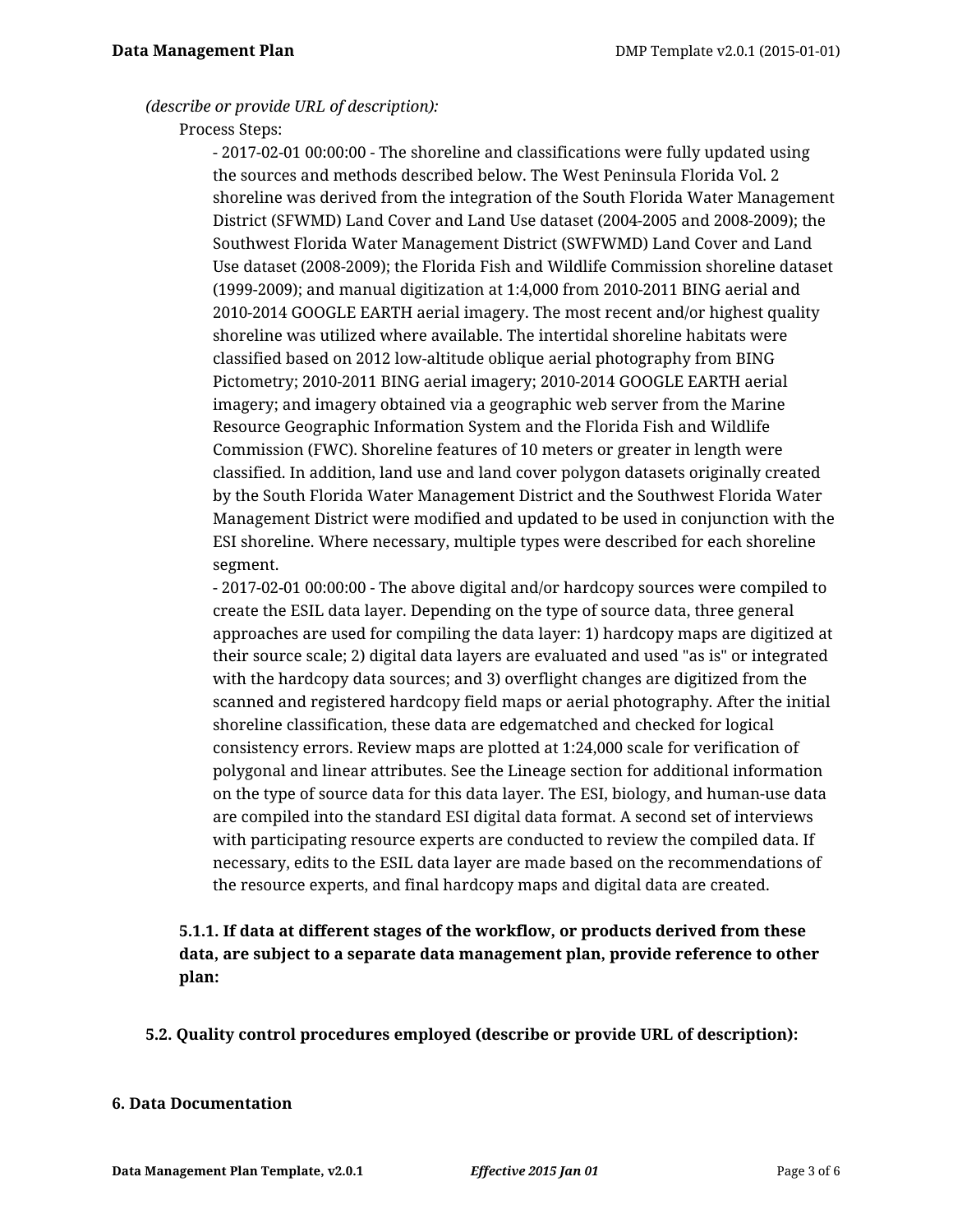*(describe or provide URL of description):*

Process Steps:

- 2017-02-01 00:00:00 - The shoreline and classifications were fully updated using the sources and methods described below. The West Peninsula Florida Vol. 2 shoreline was derived from the integration of the South Florida Water Management District (SFWMD) Land Cover and Land Use dataset (2004-2005 and 2008-2009); the Southwest Florida Water Management District (SWFWMD) Land Cover and Land Use dataset (2008-2009); the Florida Fish and Wildlife Commission shoreline dataset (1999-2009); and manual digitization at 1:4,000 from 2010-2011 BING aerial and 2010-2014 GOOGLE EARTH aerial imagery. The most recent and/or highest quality shoreline was utilized where available. The intertidal shoreline habitats were classified based on 2012 low-altitude oblique aerial photography from BING Pictometry; 2010-2011 BING aerial imagery; 2010-2014 GOOGLE EARTH aerial imagery; and imagery obtained via a geographic web server from the Marine Resource Geographic Information System and the Florida Fish and Wildlife Commission (FWC). Shoreline features of 10 meters or greater in length were classified. In addition, land use and land cover polygon datasets originally created by the South Florida Water Management District and the Southwest Florida Water Management District were modified and updated to be used in conjunction with the ESI shoreline. Where necessary, multiple types were described for each shoreline segment.
- 2017-02-01 00:00:00 - The above digital and/or hardcopy sources were compiled to create the ESIL data layer. Depending on the type of source data, three general approaches are used for compiling the data layer: 1) hardcopy maps are digitized at their source scale; 2) digital data layers are evaluated and used "as is" or integrated with the hardcopy data sources; and 3) overflight changes are digitized from the scanned and registered hardcopy field maps or aerial photography. After the initial shoreline classification, these data are edgematched and checked for logical consistency errors. Review maps are plotted at 1:24,000 scale for verification of polygonal and linear attributes. See the Lineage section for additional information on the type of source data for this data layer. The ESI, biology, and human-use data are compiled into the standard ESI digital data format. A second set of interviews with participating resource experts are conducted to review the compiled data. If necessary, edits to the ESIL data layer are made based on the recommendations of the resource experts, and final hardcopy maps and digital data are created.

**5.1.1. If data at different stages of the workflow, or products derived from these data, are subject to a separate data management plan, provide reference to other plan:**

**5.2. Quality control procedures employed (describe or provide URL of description):**

## 6. Data Documentation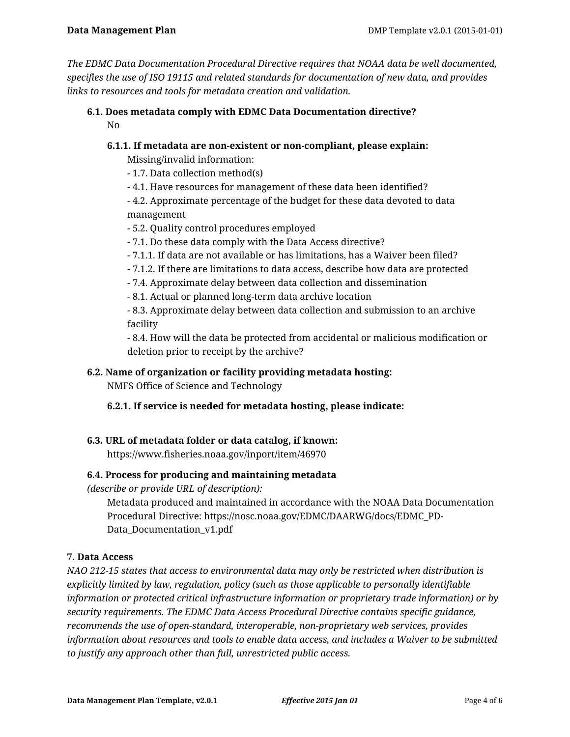*The EDMC Data Documentation Procedural Directive requires that NOAA data be well documented, specifies the use of ISO 19115 and related standards for documentation of new data, and provides links to resources and tools for metadata creation and validation.*

**6.1. Does metadata comply with EDMC Data Documentation directive?**

No

**6.1.1. If metadata are non-existent or non-compliant, please explain:**

Missing/invalid information:

- 1.7. Data collection method(s)
- 4.1. Have resources for management of these data been identified?
- 4.2. Approximate percentage of the budget for these data devoted to data management
- 5.2. Quality control procedures employed
- 7.1. Do these data comply with the Data Access directive?
- 7.1.1. If data are not available or has limitations, has a Waiver been filed?
- 7.1.2. If there are limitations to data access, describe how data are protected
- 7.4. Approximate delay between data collection and dissemination
- 8.1. Actual or planned long-term data archive location
- 8.3. Approximate delay between data collection and submission to an archive facility
- 8.4. How will the data be protected from accidental or malicious modification or deletion prior to receipt by the archive?

**6.2. Name of organization or facility providing metadata hosting:**

NMFS Office of Science and Technology

**6.2.1. If service is needed for metadata hosting, please indicate:**

**6.3. URL of metadata folder or data catalog, if known:**

https://www.fisheries.noaa.gov/inport/item/46970

**6.4. Process for producing and maintaining metadata**
*(describe or provide URL of description):*

Metadata produced and maintained in accordance with the NOAA Data Documentation Procedural Directive: https://nosc.noaa.gov/EDMC/DAARWG/docs/EDMC_PD-Data_Documentation_v1.pdf

**7. Data Access**

*NAO 212-15 states that access to environmental data may only be restricted when distribution is explicitly limited by law, regulation, policy (such as those applicable to personally identifiable information or protected critical infrastructure information or proprietary trade information) or by security requirements. The EDMC Data Access Procedural Directive contains specific guidance, recommends the use of open-standard, interoperable, non-proprietary web services, provides information about resources and tools to enable data access, and includes a Waiver to be submitted to justify any approach other than full, unrestricted public access.*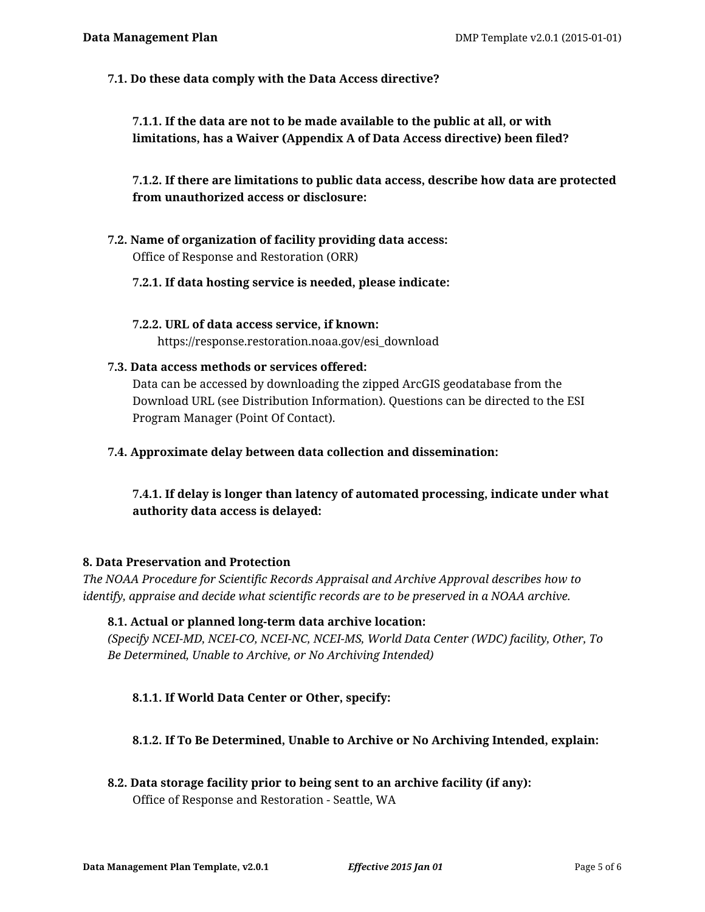### 7.1. Do these data comply with the Data Access directive?

#### 7.1.1. If the data are not to be made available to the public at all, or with limitations, has a Waiver (Appendix A of Data Access directive) been filed?

#### 7.1.2. If there are limitations to public data access, describe how data are protected from unauthorized access or disclosure:

### 7.2. Name of organization of facility providing data access:

Office of Response and Restoration (ORR)

#### 7.2.1. If data hosting service is needed, please indicate:

#### 7.2.2. URL of data access service, if known:

https://response.restoration.noaa.gov/esi_download

### 7.3. Data access methods or services offered:

Data can be accessed by downloading the zipped ArcGIS geodatabase from the Download URL (see Distribution Information). Questions can be directed to the ESI Program Manager (Point Of Contact).

### 7.4. Approximate delay between data collection and dissemination:

#### 7.4.1. If delay is longer than latency of automated processing, indicate under what authority data access is delayed:

## 8. Data Preservation and Protection

*The NOAA Procedure for Scientific Records Appraisal and Archive Approval describes how to identify, appraise and decide what scientific records are to be preserved in a NOAA archive.*

### 8.1. Actual or planned long-term data archive location:

*(Specify NCEI-MD, NCEI-CO, NCEI-NC, NCEI-MS, World Data Center (WDC) facility, Other, To Be Determined, Unable to Archive, or No Archiving Intended)*

#### 8.1.1. If World Data Center or Other, specify:

#### 8.1.2. If To Be Determined, Unable to Archive or No Archiving Intended, explain:

### 8.2. Data storage facility prior to being sent to an archive facility (if any):

Office of Response and Restoration - Seattle, WA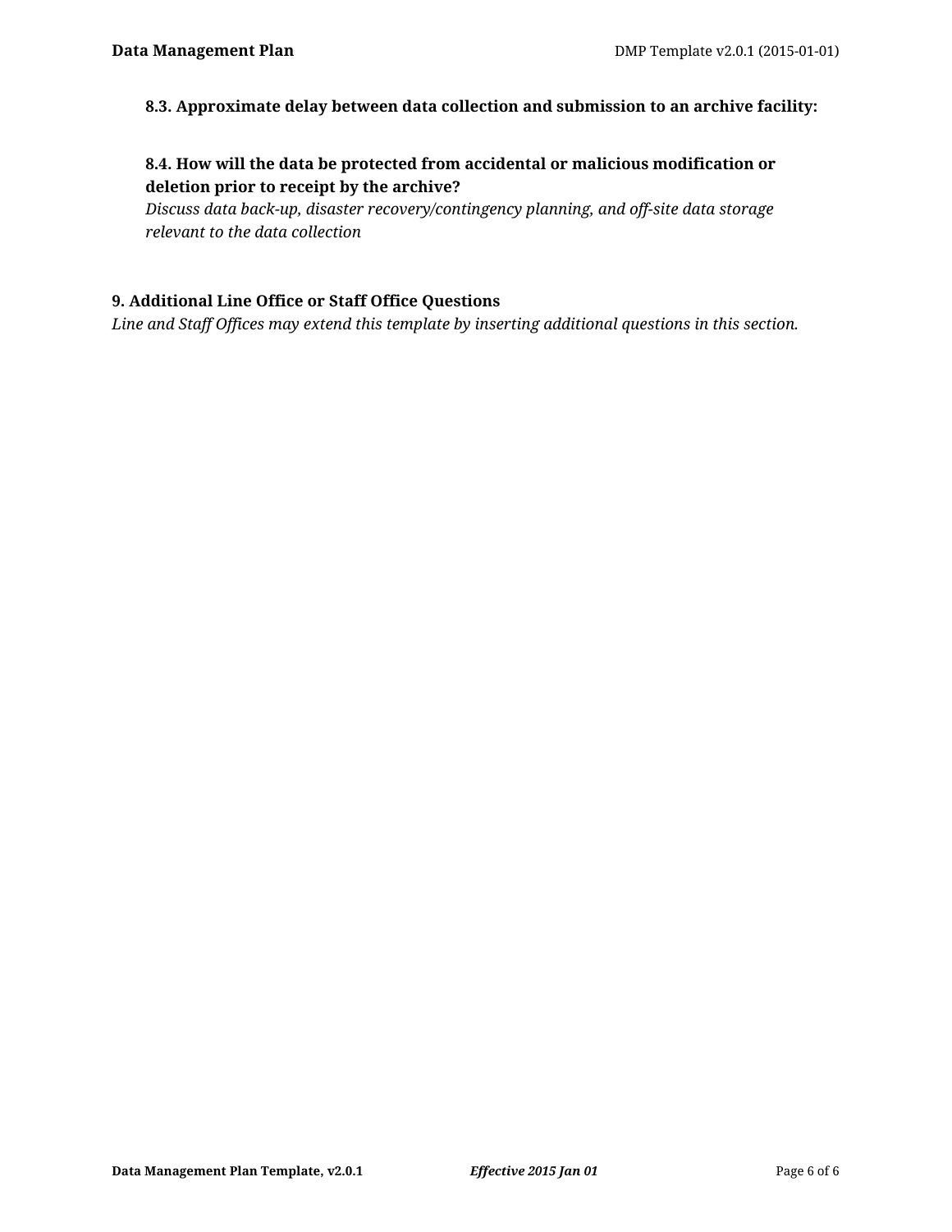### 8.3. Approximate delay between data collection and submission to an archive facility:

### 8.4. How will the data be protected from accidental or malicious modification or deletion prior to receipt by the archive?

*Discuss data back-up, disaster recovery/contingency planning, and off-site data storage relevant to the data collection*

## 9. Additional Line Office or Staff Office Questions

*Line and Staff Offices may extend this template by inserting additional questions in this section.*